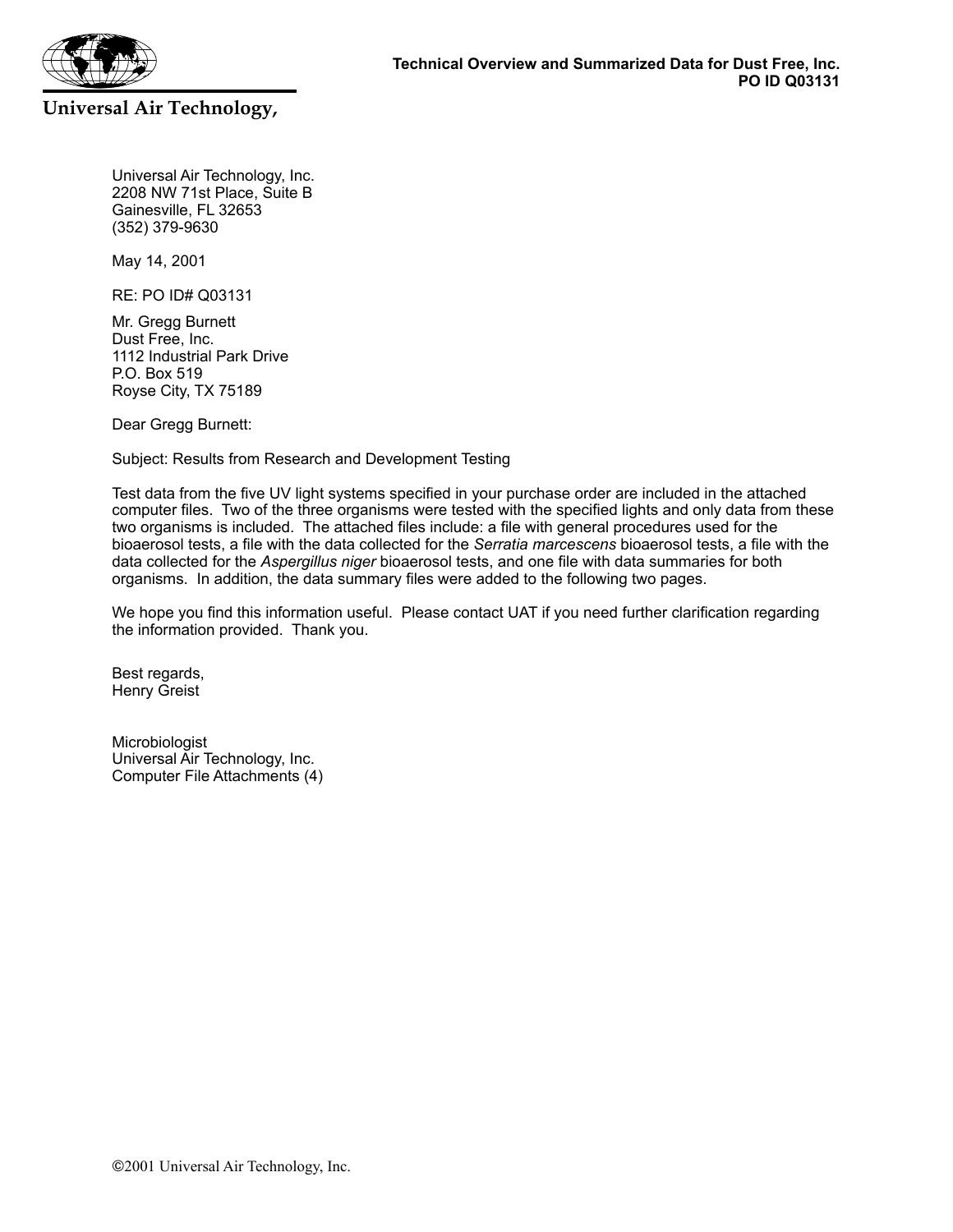**Universal Air Technology,**

**Technical Overview and Summarized Data for Dust Free, Inc.**
**PO ID Q03131**

Universal Air Technology, Inc.
2208 NW 71st Place, Suite B
Gainesville, FL 32653
(352) 379-9630

May 14, 2001

RE: PO ID# Q03131

Mr. Gregg Burnett
Dust Free, Inc.
1112 Industrial Park Drive
P.O. Box 519
Royse City, TX 75189

Dear Gregg Burnett:

Subject: Results from Research and Development Testing

Test data from the five UV light systems specified in your purchase order are included in the attached computer files. Two of the three organisms were tested with the specified lights and only data from these two organisms is included. The attached files include: a file with general procedures used for the bioaerosol tests, a file with the data collected for the *Serratia marcescens* bioaerosol tests, a file with the data collected for the *Aspergillus niger* bioaerosol tests, and one file with data summaries for both organisms. In addition, the data summary files were added to the following two pages.

We hope you find this information useful. Please contact UAT if you need further clarification regarding the information provided. Thank you.

Best regards,
Henry Greist

Microbiologist
Universal Air Technology, Inc.
Computer File Attachments (4)

©2001 Universal Air Technology, Inc.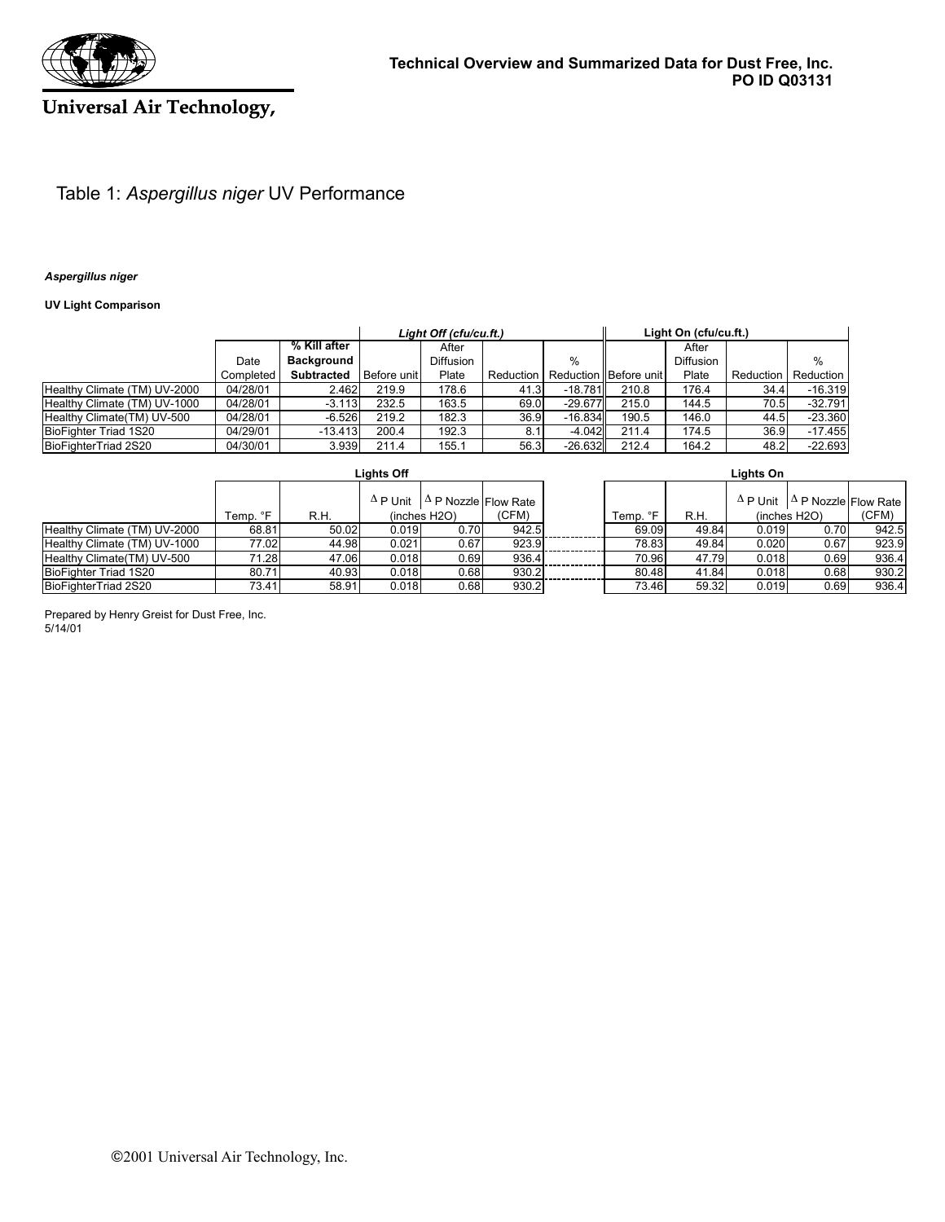Technical Overview and Summarized Data for Dust Free, Inc.
**PO ID Q03131**

Universal Air Technology,

## Table 1: *Aspergillus niger* UV Performance

***Aspergillus niger***

**UV Light Comparison**

| | Date Completed | **% Kill after Background Subtracted** | *Light Off (cfu/cu.ft.)* Before unit | After Diffusion Plate | Reduction | % Reduction | Light On (cfu/cu.ft.) Before unit | After Diffusion Plate | Reduction | % Reduction |
|---|---|---|---|---|---|---|---|---|---|---|
| Healthy Climate (TM) UV-2000 | 04/28/01 | 2.462 | 219.9 | 178.6 | 41.3 | -18.781 | 210.8 | 176.4 | 34.4 | -16.319 |
| Healthy Climate (TM) UV-1000 | 04/28/01 | -3.113 | 232.5 | 163.5 | 69.0 | -29.677 | 215.0 | 144.5 | 70.5 | -32.791 |
| Healthy Climate(TM) UV-500 | 04/28/01 | -6.526 | 219.2 | 182.3 | 36.9 | -16.834 | 190.5 | 146.0 | 44.5 | -23.360 |
| BioFighter Triad 1S20 | 04/29/01 | -13.413 | 200.4 | 192.3 | 8.1 | -4.042 | 211.4 | 174.5 | 36.9 | -17.455 |
| BioFighterTriad 2S20 | 04/30/01 | 3.939 | 211.4 | 155.1 | 56.3 | -26.632 | 212.4 | 164.2 | 48.2 | -22.693 |

| | Lights Off Temp. °F | R.H. | Δ P Unit (inches H2O) | Δ P Nozzle (inches H2O) | Flow Rate (CFM) | Lights On Temp. °F | R.H. | Δ P Unit (inches H2O) | Δ P Nozzle (inches H2O) | Flow Rate (CFM) |
|---|---|---|---|---|---|---|---|---|---|---|
| Healthy Climate (TM) UV-2000 | 68.81 | 50.02 | 0.019 | 0.70 | 942.5 | 69.09 | 49.84 | 0.019 | 0.70 | 942.5 |
| Healthy Climate (TM) UV-1000 | 77.02 | 44.98 | 0.021 | 0.67 | 923.9 | 78.83 | 49.84 | 0.020 | 0.67 | 923.9 |
| Healthy Climate(TM) UV-500 | 71.28 | 47.06 | 0.018 | 0.69 | 936.4 | 70.96 | 47.79 | 0.018 | 0.69 | 936.4 |
| BioFighter Triad 1S20 | 80.71 | 40.93 | 0.018 | 0.68 | 930.2 | 80.48 | 41.84 | 0.018 | 0.68 | 930.2 |
| BioFighterTriad 2S20 | 73.41 | 58.91 | 0.018 | 0.68 | 930.2 | 73.46 | 59.32 | 0.019 | 0.69 | 936.4 |

Prepared by Henry Greist for Dust Free, Inc.
5/14/01

©2001 Universal Air Technology, Inc.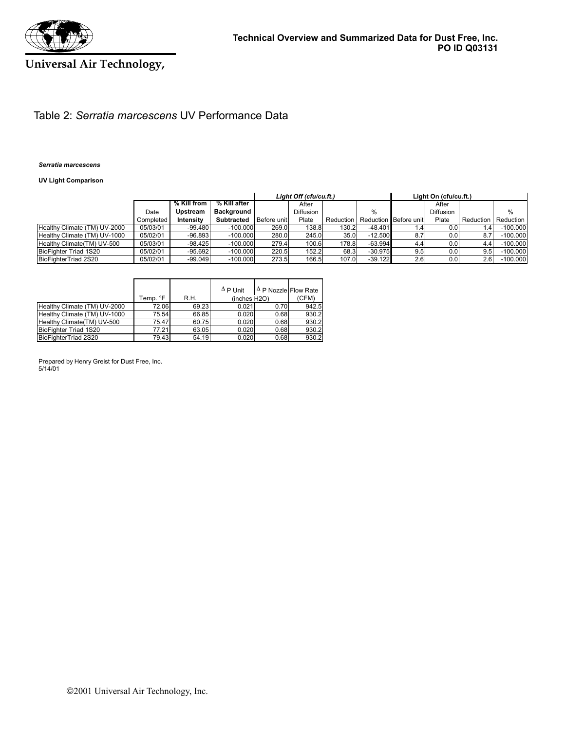Universal Air Technology,

**Technical Overview and Summarized Data for Dust Free, Inc.**
**PO ID Q03131**

## Table 2: *Serratia marcescens* UV Performance Data

***Serratia marcescens***

**UV Light Comparison**

| | | | | *Light Off (cfu/cu.ft.)* | | | | *Light On (cfu/cu.ft.)* | | | |
|---|---|---|---|---|---|---|---|---|---|---|---|
| | Date Completed | **% Kill from Upstream Intensity** | **% Kill after Background Subtracted** | Before unit | After Diffusion Plate | Reduction | % Reduction | Before unit | After Diffusion Plate | Reduction | % Reduction |
| Healthy Climate (TM) UV-2000 | 05/03/01 | -99.480 | -100.000 | 269.0 | 138.8 | 130.2 | -48.401 | 1.4 | 0.0 | 1.4 | -100.000 |
| Healthy Climate (TM) UV-1000 | 05/02/01 | -96.893 | -100.000 | 280.0 | 245.0 | 35.0 | -12.500 | 8.7 | 0.0 | 8.7 | -100.000 |
| Healthy Climate(TM) UV-500 | 05/03/01 | -98.425 | -100.000 | 279.4 | 100.6 | 178.8 | -63.994 | 4.4 | 0.0 | 4.4 | -100.000 |
| BioFighter Triad 1S20 | 05/02/01 | -95.692 | -100.000 | 220.5 | 152.2 | 68.3 | -30.975 | 9.5 | 0.0 | 9.5 | -100.000 |
| BioFighterTriad 2S20 | 05/02/01 | -99.049 | -100.000 | 273.5 | 166.5 | 107.0 | -39.122 | 2.6 | 0.0 | 2.6 | -100.000 |

| | Temp. °F | R.H. | $\Delta$ P Unit (inches H2O) | $\Delta$ P Nozzle (inches H2O) | Flow Rate (CFM) |
|---|---|---|---|---|---|
| Healthy Climate (TM) UV-2000 | 72.06 | 69.23 | 0.021 | 0.70 | 942.5 |
| Healthy Climate (TM) UV-1000 | 75.54 | 66.85 | 0.020 | 0.68 | 930.2 |
| Healthy Climate(TM) UV-500 | 75.47 | 60.75 | 0.020 | 0.68 | 930.2 |
| BioFighter Triad 1S20 | 77.21 | 63.05 | 0.020 | 0.68 | 930.2 |
| BioFighterTriad 2S20 | 79.43 | 54.19 | 0.020 | 0.68 | 930.2 |

Prepared by Henry Greist for Dust Free, Inc.
5/14/01

©2001 Universal Air Technology, Inc.